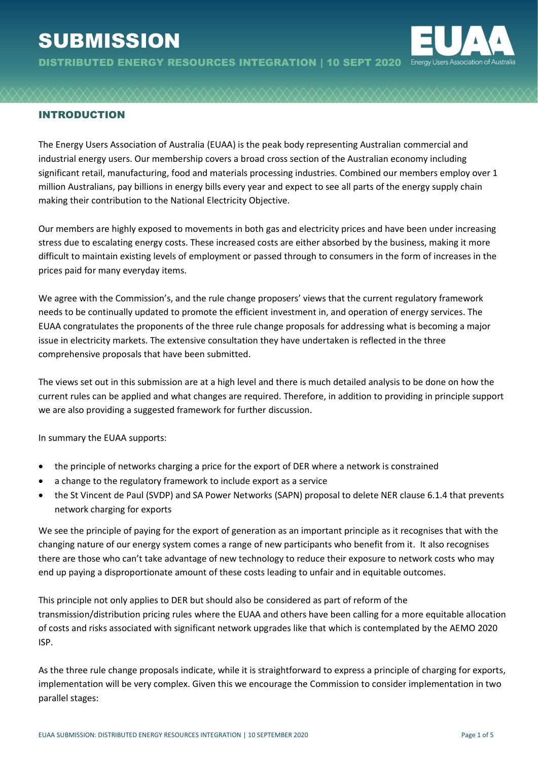# SUBMISSION

**DISTRIBUTED ENERGY RESOURCES INTEGRATION | 10 SEPT 2020**

## INTRODUCTION

The Energy Users Association of Australia (EUAA) is the peak body representing Australian commercial and industrial energy users. Our membership covers a broad cross section of the Australian economy including significant retail, manufacturing, food and materials processing industries. Combined our members employ over 1 million Australians, pay billions in energy bills every year and expect to see all parts of the energy supply chain making their contribution to the National Electricity Objective.

Our members are highly exposed to movements in both gas and electricity prices and have been under increasing stress due to escalating energy costs. These increased costs are either absorbed by the business, making it more difficult to maintain existing levels of employment or passed through to consumers in the form of increases in the prices paid for many everyday items.

We agree with the Commission's, and the rule change proposers' views that the current regulatory framework needs to be continually updated to promote the efficient investment in, and operation of energy services. The EUAA congratulates the proponents of the three rule change proposals for addressing what is becoming a major issue in electricity markets. The extensive consultation they have undertaken is reflected in the three comprehensive proposals that have been submitted.

The views set out in this submission are at a high level and there is much detailed analysis to be done on how the current rules can be applied and what changes are required. Therefore, in addition to providing in principle support we are also providing a suggested framework for further discussion.

In summary the EUAA supports:

- the principle of networks charging a price for the export of DER where a network is constrained
- a change to the regulatory framework to include export as a service
- the St Vincent de Paul (SVDP) and SA Power Networks (SAPN) proposal to delete NER clause 6.1.4 that prevents network charging for exports

We see the principle of paying for the export of generation as an important principle as it recognises that with the changing nature of our energy system comes a range of new participants who benefit from it. It also recognises there are those who can't take advantage of new technology to reduce their exposure to network costs who may end up paying a disproportionate amount of these costs leading to unfair and in equitable outcomes.

This principle not only applies to DER but should also be considered as part of reform of the transmission/distribution pricing rules where the EUAA and others have been calling for a more equitable allocation of costs and risks associated with significant network upgrades like that which is contemplated by the AEMO 2020 ISP.

As the three rule change proposals indicate, while it is straightforward to express a principle of charging for exports, implementation will be very complex. Given this we encourage the Commission to consider implementation in two parallel stages: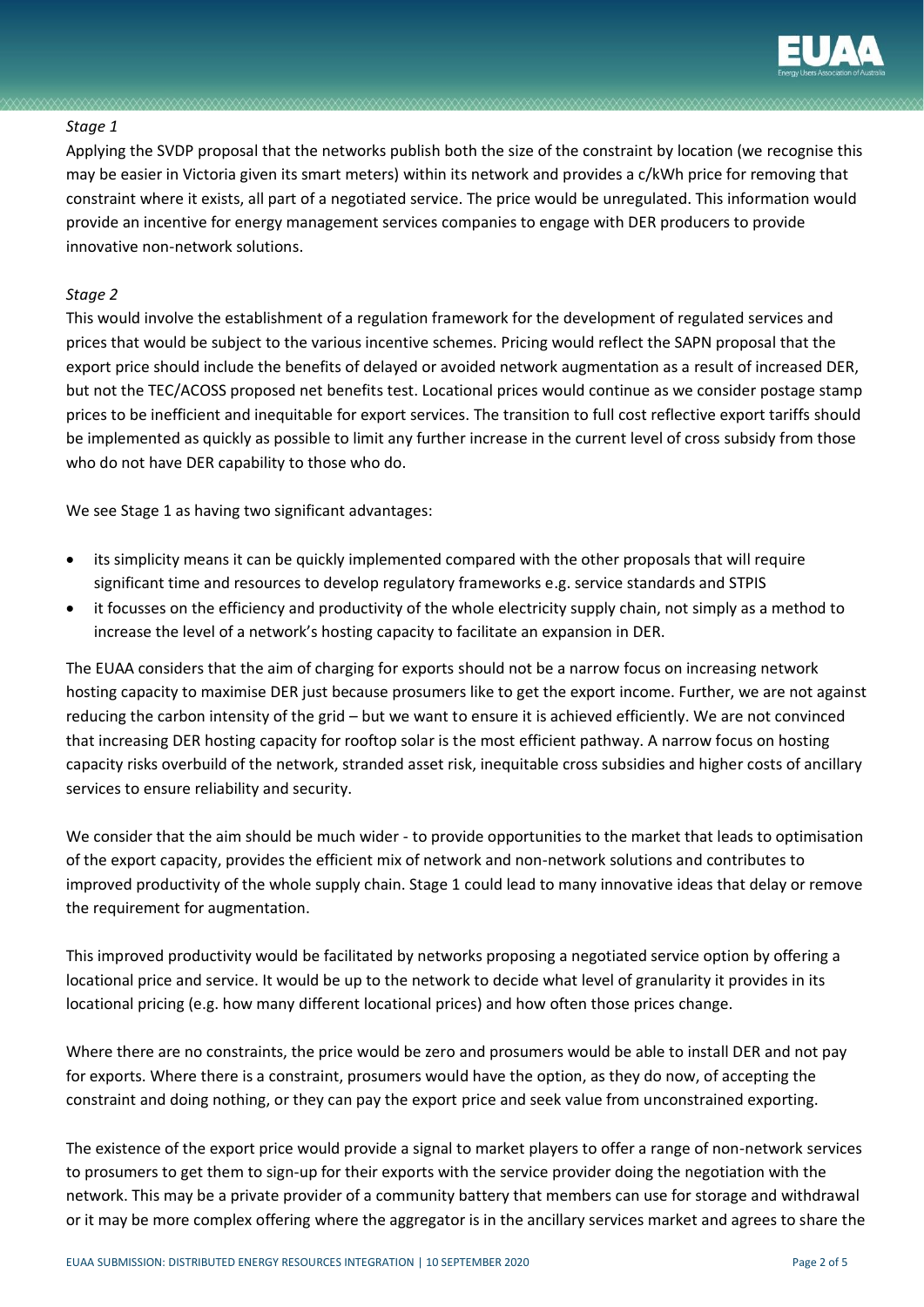*Stage 1*

Applying the SVDP proposal that the networks publish both the size of the constraint by location (we recognise this may be easier in Victoria given its smart meters) within its network and provides a c/kWh price for removing that constraint where it exists, all part of a negotiated service. The price would be unregulated. This information would provide an incentive for energy management services companies to engage with DER producers to provide innovative non-network solutions.

*Stage 2*

This would involve the establishment of a regulation framework for the development of regulated services and prices that would be subject to the various incentive schemes. Pricing would reflect the SAPN proposal that the export price should include the benefits of delayed or avoided network augmentation as a result of increased DER, but not the TEC/ACOSS proposed net benefits test. Locational prices would continue as we consider postage stamp prices to be inefficient and inequitable for export services. The transition to full cost reflective export tariffs should be implemented as quickly as possible to limit any further increase in the current level of cross subsidy from those who do not have DER capability to those who do.

We see Stage 1 as having two significant advantages:

- its simplicity means it can be quickly implemented compared with the other proposals that will require significant time and resources to develop regulatory frameworks e.g. service standards and STPIS
- it focusses on the efficiency and productivity of the whole electricity supply chain, not simply as a method to increase the level of a network's hosting capacity to facilitate an expansion in DER.

The EUAA considers that the aim of charging for exports should not be a narrow focus on increasing network hosting capacity to maximise DER just because prosumers like to get the export income. Further, we are not against reducing the carbon intensity of the grid – but we want to ensure it is achieved efficiently. We are not convinced that increasing DER hosting capacity for rooftop solar is the most efficient pathway. A narrow focus on hosting capacity risks overbuild of the network, stranded asset risk, inequitable cross subsidies and higher costs of ancillary services to ensure reliability and security.

We consider that the aim should be much wider - to provide opportunities to the market that leads to optimisation of the export capacity, provides the efficient mix of network and non-network solutions and contributes to improved productivity of the whole supply chain. Stage 1 could lead to many innovative ideas that delay or remove the requirement for augmentation.

This improved productivity would be facilitated by networks proposing a negotiated service option by offering a locational price and service. It would be up to the network to decide what level of granularity it provides in its locational pricing (e.g. how many different locational prices) and how often those prices change.

Where there are no constraints, the price would be zero and prosumers would be able to install DER and not pay for exports. Where there is a constraint, prosumers would have the option, as they do now, of accepting the constraint and doing nothing, or they can pay the export price and seek value from unconstrained exporting.

The existence of the export price would provide a signal to market players to offer a range of non-network services to prosumers to get them to sign-up for their exports with the service provider doing the negotiation with the network. This may be a private provider of a community battery that members can use for storage and withdrawal or it may be more complex offering where the aggregator is in the ancillary services market and agrees to share the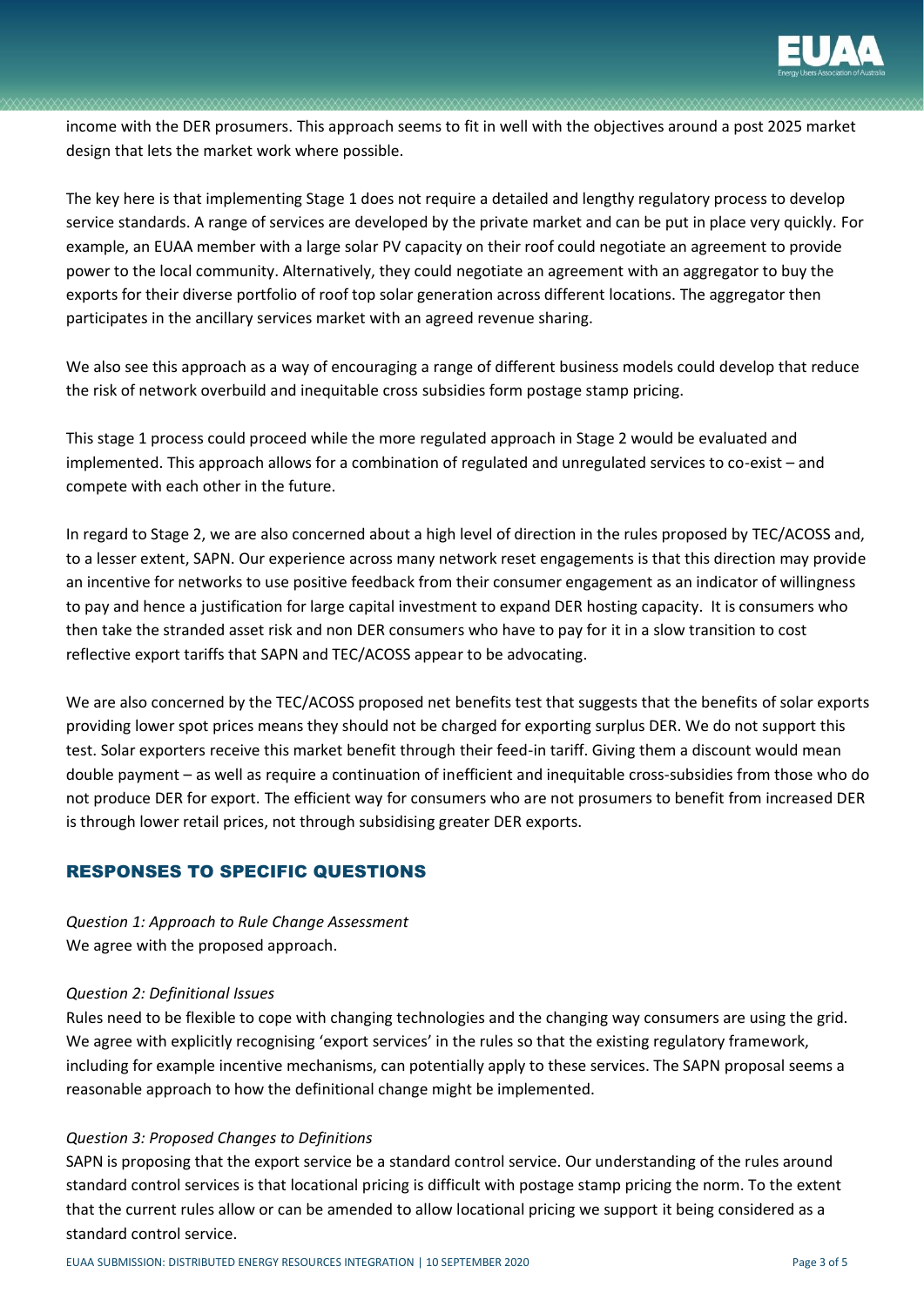income with the DER prosumers. This approach seems to fit in well with the objectives around a post 2025 market design that lets the market work where possible.

The key here is that implementing Stage 1 does not require a detailed and lengthy regulatory process to develop service standards. A range of services are developed by the private market and can be put in place very quickly. For example, an EUAA member with a large solar PV capacity on their roof could negotiate an agreement to provide power to the local community. Alternatively, they could negotiate an agreement with an aggregator to buy the exports for their diverse portfolio of roof top solar generation across different locations. The aggregator then participates in the ancillary services market with an agreed revenue sharing.

We also see this approach as a way of encouraging a range of different business models could develop that reduce the risk of network overbuild and inequitable cross subsidies form postage stamp pricing.

This stage 1 process could proceed while the more regulated approach in Stage 2 would be evaluated and implemented. This approach allows for a combination of regulated and unregulated services to co-exist – and compete with each other in the future.

In regard to Stage 2, we are also concerned about a high level of direction in the rules proposed by TEC/ACOSS and, to a lesser extent, SAPN. Our experience across many network reset engagements is that this direction may provide an incentive for networks to use positive feedback from their consumer engagement as an indicator of willingness to pay and hence a justification for large capital investment to expand DER hosting capacity. It is consumers who then take the stranded asset risk and non DER consumers who have to pay for it in a slow transition to cost reflective export tariffs that SAPN and TEC/ACOSS appear to be advocating.

We are also concerned by the TEC/ACOSS proposed net benefits test that suggests that the benefits of solar exports providing lower spot prices means they should not be charged for exporting surplus DER. We do not support this test. Solar exporters receive this market benefit through their feed-in tariff. Giving them a discount would mean double payment – as well as require a continuation of inefficient and inequitable cross-subsidies from those who do not produce DER for export. The efficient way for consumers who are not prosumers to benefit from increased DER is through lower retail prices, not through subsidising greater DER exports.

## RESPONSES TO SPECIFIC QUESTIONS

*Question 1: Approach to Rule Change Assessment*
We agree with the proposed approach.

*Question 2: Definitional Issues*
Rules need to be flexible to cope with changing technologies and the changing way consumers are using the grid. We agree with explicitly recognising 'export services' in the rules so that the existing regulatory framework, including for example incentive mechanisms, can potentially apply to these services. The SAPN proposal seems a reasonable approach to how the definitional change might be implemented.

*Question 3: Proposed Changes to Definitions*
SAPN is proposing that the export service be a standard control service. Our understanding of the rules around standard control services is that locational pricing is difficult with postage stamp pricing the norm. To the extent that the current rules allow or can be amended to allow locational pricing we support it being considered as a standard control service.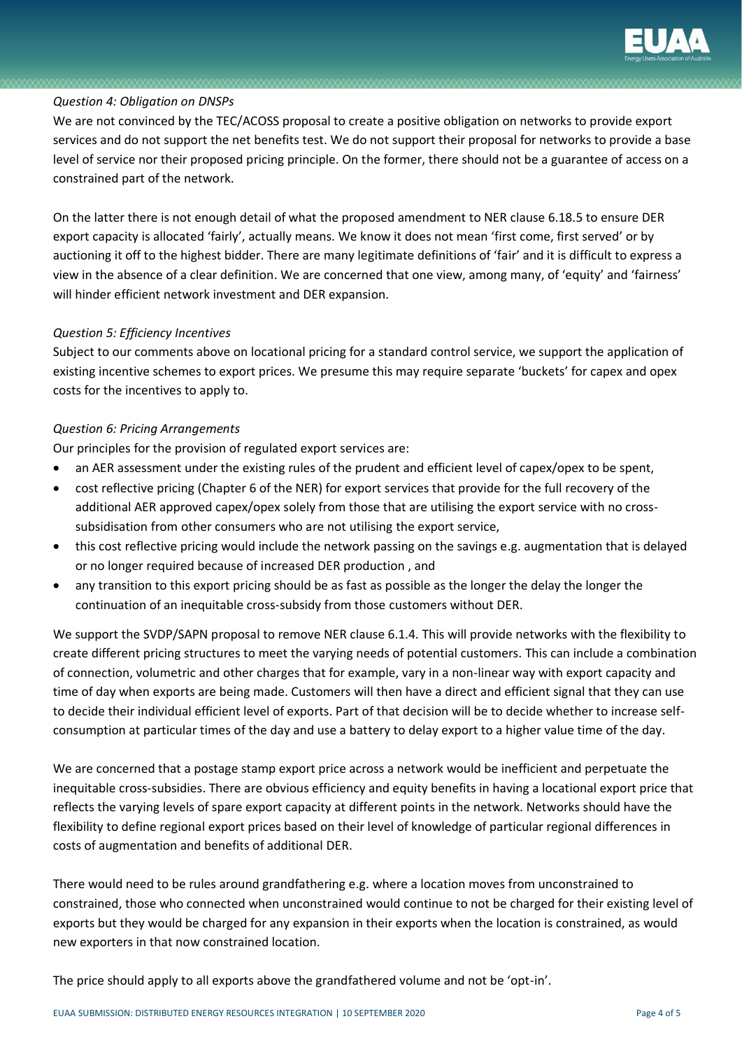*Question 4: Obligation on DNSPs*

We are not convinced by the TEC/ACOSS proposal to create a positive obligation on networks to provide export services and do not support the net benefits test. We do not support their proposal for networks to provide a base level of service nor their proposed pricing principle. On the former, there should not be a guarantee of access on a constrained part of the network.

On the latter there is not enough detail of what the proposed amendment to NER clause 6.18.5 to ensure DER export capacity is allocated 'fairly', actually means. We know it does not mean 'first come, first served' or by auctioning it off to the highest bidder. There are many legitimate definitions of 'fair' and it is difficult to express a view in the absence of a clear definition. We are concerned that one view, among many, of 'equity' and 'fairness' will hinder efficient network investment and DER expansion.

*Question 5: Efficiency Incentives*

Subject to our comments above on locational pricing for a standard control service, we support the application of existing incentive schemes to export prices. We presume this may require separate 'buckets' for capex and opex costs for the incentives to apply to.

*Question 6: Pricing Arrangements*

Our principles for the provision of regulated export services are:

- an AER assessment under the existing rules of the prudent and efficient level of capex/opex to be spent,
- cost reflective pricing (Chapter 6 of the NER) for export services that provide for the full recovery of the additional AER approved capex/opex solely from those that are utilising the export service with no cross-subsidisation from other consumers who are not utilising the export service,
- this cost reflective pricing would include the network passing on the savings e.g. augmentation that is delayed or no longer required because of increased DER production , and
- any transition to this export pricing should be as fast as possible as the longer the delay the longer the continuation of an inequitable cross-subsidy from those customers without DER.

We support the SVDP/SAPN proposal to remove NER clause 6.1.4. This will provide networks with the flexibility to create different pricing structures to meet the varying needs of potential customers. This can include a combination of connection, volumetric and other charges that for example, vary in a non-linear way with export capacity and time of day when exports are being made. Customers will then have a direct and efficient signal that they can use to decide their individual efficient level of exports. Part of that decision will be to decide whether to increase self-consumption at particular times of the day and use a battery to delay export to a higher value time of the day.

We are concerned that a postage stamp export price across a network would be inefficient and perpetuate the inequitable cross-subsidies. There are obvious efficiency and equity benefits in having a locational export price that reflects the varying levels of spare export capacity at different points in the network. Networks should have the flexibility to define regional export prices based on their level of knowledge of particular regional differences in costs of augmentation and benefits of additional DER.

There would need to be rules around grandfathering e.g. where a location moves from unconstrained to constrained, those who connected when unconstrained would continue to not be charged for their existing level of exports but they would be charged for any expansion in their exports when the location is constrained, as would new exporters in that now constrained location.

The price should apply to all exports above the grandfathered volume and not be 'opt-in'.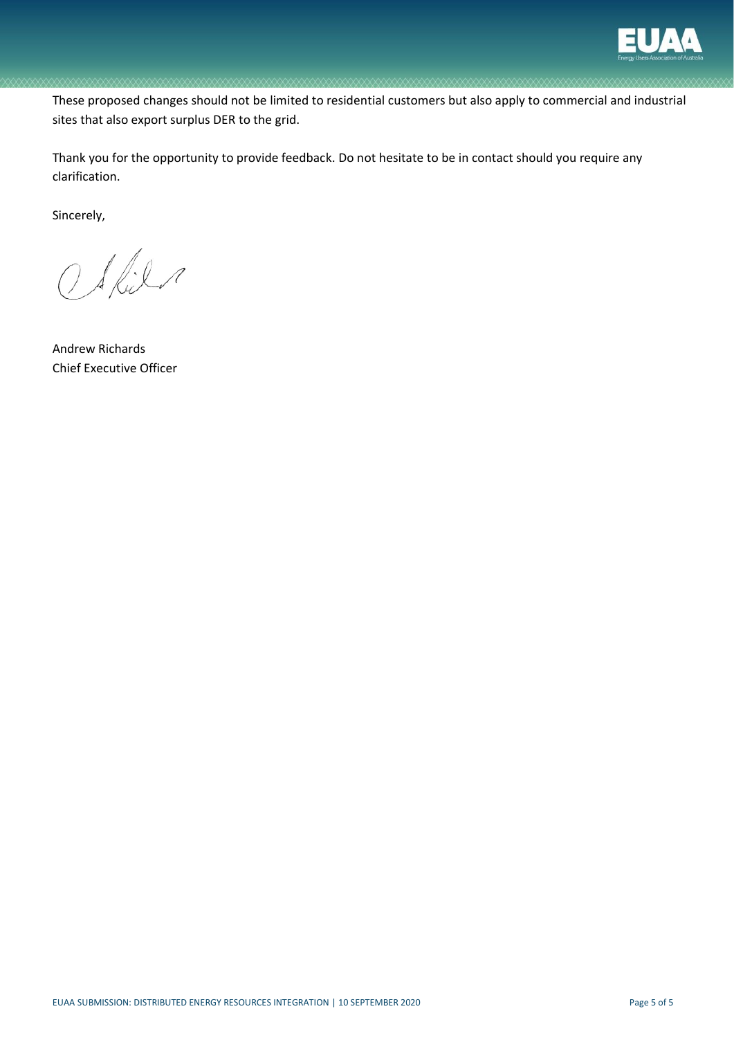These proposed changes should not be limited to residential customers but also apply to commercial and industrial sites that also export surplus DER to the grid.

Thank you for the opportunity to provide feedback. Do not hesitate to be in contact should you require any clarification.

Sincerely,

Andrew Richards
Chief Executive Officer